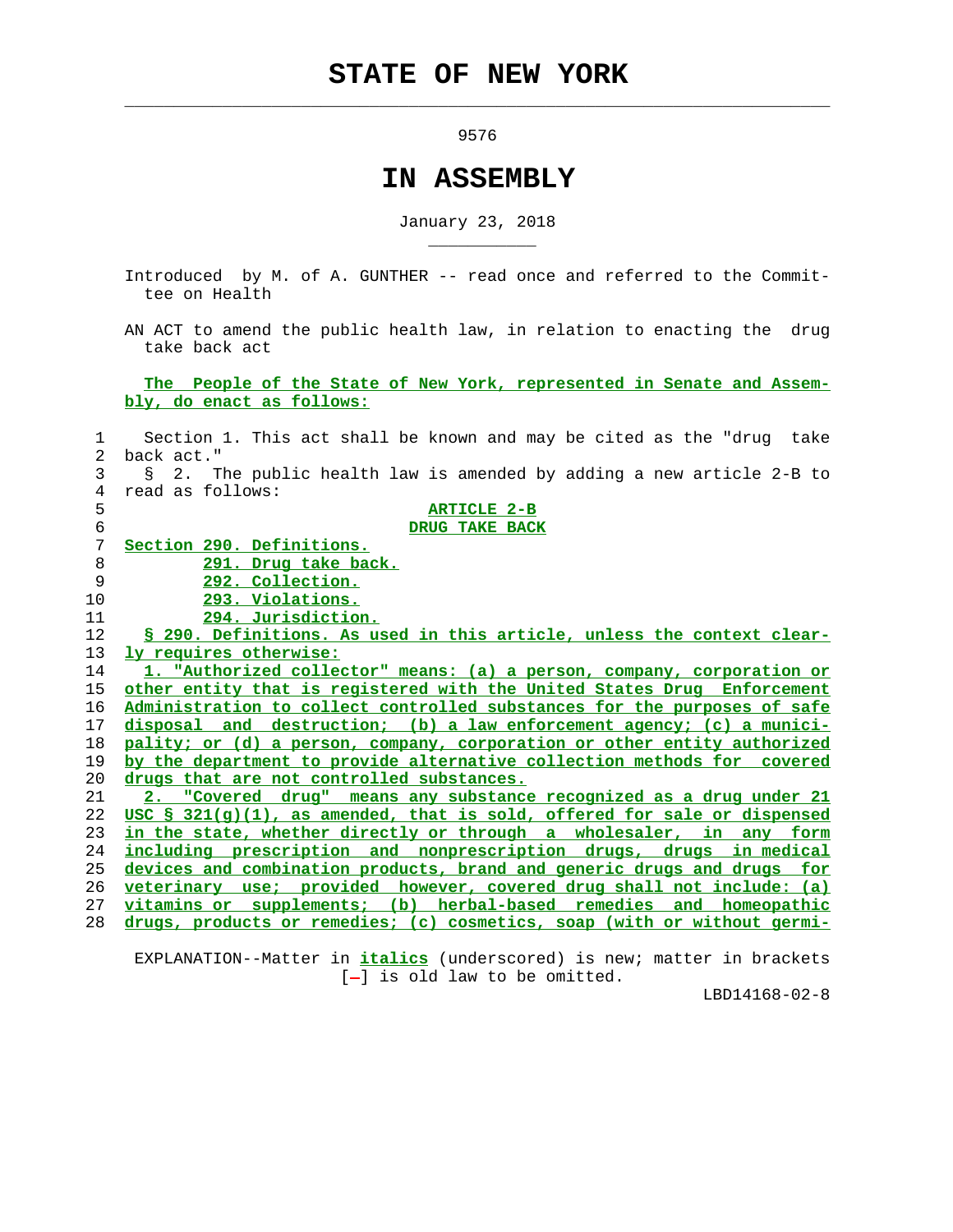# STATE OF NEW YORK

9576

# IN ASSEMBLY

January 23, 2018

Introduced by M. of A. GUNTHER -- read once and referred to the Committee on Health

AN ACT to amend the public health law, in relation to enacting the drug take back act

The People of the State of New York, represented in Senate and Assembly, do enact as follows:

Section 1. This act shall be known and may be cited as the "drug take back act."

§ 2. The public health law is amended by adding a new article 2-B to read as follows:

ARTICLE 2-B

DRUG TAKE BACK

Section 290. Definitions.

291. Drug take back.

292. Collection.

293. Violations.

294. Jurisdiction.

§ 290. Definitions. As used in this article, unless the context clearly requires otherwise:

1. "Authorized collector" means: (a) a person, company, corporation or other entity that is registered with the United States Drug Enforcement Administration to collect controlled substances for the purposes of safe disposal and destruction; (b) a law enforcement agency; (c) a municipality; or (d) a person, company, corporation or other entity authorized by the department to provide alternative collection methods for covered drugs that are not controlled substances.

2. "Covered drug" means any substance recognized as a drug under 21 USC § 321(g)(1), as amended, that is sold, offered for sale or dispensed in the state, whether directly or through a wholesaler, in any form including prescription and nonprescription drugs, drugs in medical devices and combination products, brand and generic drugs and drugs for veterinary use; provided however, covered drug shall not include: (a) vitamins or supplements; (b) herbal-based remedies and homeopathic drugs, products or remedies; (c) cosmetics, soap (with or without germi-

EXPLANATION--Matter in italics (underscored) is new; matter in brackets [-] is old law to be omitted.

LBD14168-02-8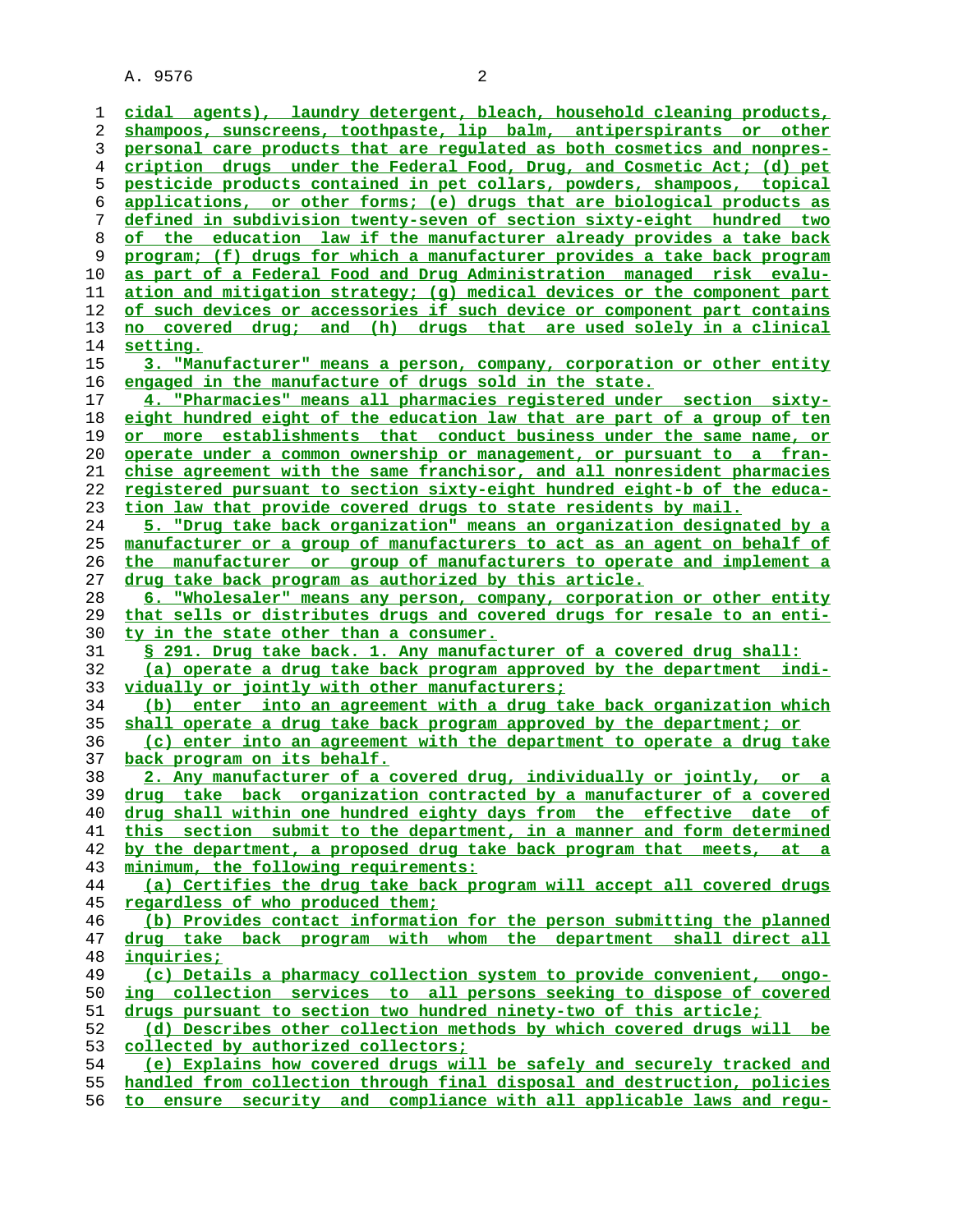cidal agents), laundry detergent, bleach, household cleaning products, shampoos, sunscreens, toothpaste, lip balm, antiperspirants or other personal care products that are regulated as both cosmetics and nonprescription drugs under the Federal Food, Drug, and Cosmetic Act; (d) pet pesticide products contained in pet collars, powders, shampoos, topical applications, or other forms; (e) drugs that are biological products as defined in subdivision twenty-seven of section sixty-eight hundred two of the education law if the manufacturer already provides a take back program; (f) drugs for which a manufacturer provides a take back program as part of a Federal Food and Drug Administration managed risk evaluation and mitigation strategy; (g) medical devices or the component part of such devices or accessories if such device or component part contains no covered drug; and (h) drugs that are used solely in a clinical setting.

3. "Manufacturer" means a person, company, corporation or other entity engaged in the manufacture of drugs sold in the state.

4. "Pharmacies" means all pharmacies registered under section sixty-eight hundred eight of the education law that are part of a group of ten or more establishments that conduct business under the same name, or operate under a common ownership or management, or pursuant to a franchise agreement with the same franchisor, and all nonresident pharmacies registered pursuant to section sixty-eight hundred eight-b of the education law that provide covered drugs to state residents by mail.

5. "Drug take back organization" means an organization designated by a manufacturer or a group of manufacturers to act as an agent on behalf of the manufacturer or group of manufacturers to operate and implement a drug take back program as authorized by this article.

6. "Wholesaler" means any person, company, corporation or other entity that sells or distributes drugs and covered drugs for resale to an entity in the state other than a consumer.

§ 291. Drug take back. 1. Any manufacturer of a covered drug shall:

(a) operate a drug take back program approved by the department individually or jointly with other manufacturers;

(b) enter into an agreement with a drug take back organization which shall operate a drug take back program approved by the department; or

(c) enter into an agreement with the department to operate a drug take back program on its behalf.

2. Any manufacturer of a covered drug, individually or jointly, or a drug take back organization contracted by a manufacturer of a covered drug shall within one hundred eighty days from the effective date of this section submit to the department, in a manner and form determined by the department, a proposed drug take back program that meets, at a minimum, the following requirements:

(a) Certifies the drug take back program will accept all covered drugs regardless of who produced them;

(b) Provides contact information for the person submitting the planned drug take back program with whom the department shall direct all inquiries;

(c) Details a pharmacy collection system to provide convenient, ongoing collection services to all persons seeking to dispose of covered drugs pursuant to section two hundred ninety-two of this article;

(d) Describes other collection methods by which covered drugs will be collected by authorized collectors;

(e) Explains how covered drugs will be safely and securely tracked and handled from collection through final disposal and destruction, policies to ensure security and compliance with all applicable laws and regu-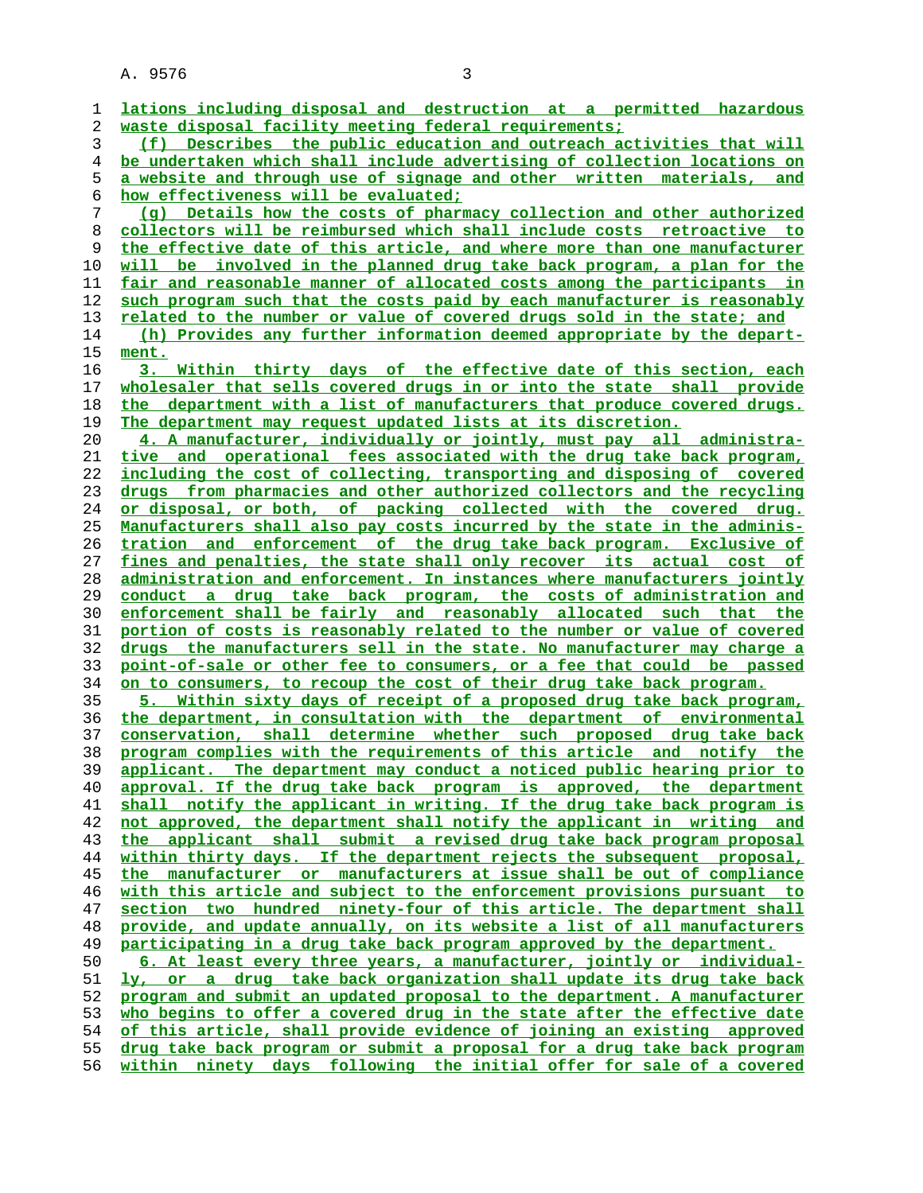lations including disposal and destruction at a permitted hazardous waste disposal facility meeting federal requirements;

(f) Describes the public education and outreach activities that will be undertaken which shall include advertising of collection locations on a website and through use of signage and other written materials, and how effectiveness will be evaluated;

(g) Details how the costs of pharmacy collection and other authorized collectors will be reimbursed which shall include costs retroactive to the effective date of this article, and where more than one manufacturer will be involved in the planned drug take back program, a plan for the fair and reasonable manner of allocated costs among the participants in such program such that the costs paid by each manufacturer is reasonably related to the number or value of covered drugs sold in the state; and

(h) Provides any further information deemed appropriate by the department.

3. Within thirty days of the effective date of this section, each wholesaler that sells covered drugs in or into the state shall provide the department with a list of manufacturers that produce covered drugs. The department may request updated lists at its discretion.

4. A manufacturer, individually or jointly, must pay all administrative and operational fees associated with the drug take back program, including the cost of collecting, transporting and disposing of covered drugs from pharmacies and other authorized collectors and the recycling or disposal, or both, of packing collected with the covered drug. Manufacturers shall also pay costs incurred by the state in the administration and enforcement of the drug take back program. Exclusive of fines and penalties, the state shall only recover its actual cost of administration and enforcement. In instances where manufacturers jointly conduct a drug take back program, the costs of administration and enforcement shall be fairly and reasonably allocated such that the portion of costs is reasonably related to the number or value of covered drugs the manufacturers sell in the state. No manufacturer may charge a point-of-sale or other fee to consumers, or a fee that could be passed on to consumers, to recoup the cost of their drug take back program.

5. Within sixty days of receipt of a proposed drug take back program, the department, in consultation with the department of environmental conservation, shall determine whether such proposed drug take back program complies with the requirements of this article and notify the applicant. The department may conduct a noticed public hearing prior to approval. If the drug take back program is approved, the department shall notify the applicant in writing. If the drug take back program is not approved, the department shall notify the applicant in writing and the applicant shall submit a revised drug take back program proposal within thirty days. If the department rejects the subsequent proposal, the manufacturer or manufacturers at issue shall be out of compliance with this article and subject to the enforcement provisions pursuant to section two hundred ninety-four of this article. The department shall provide, and update annually, on its website a list of all manufacturers participating in a drug take back program approved by the department.

6. At least every three years, a manufacturer, jointly or individually, or a drug take back organization shall update its drug take back program and submit an updated proposal to the department. A manufacturer who begins to offer a covered drug in the state after the effective date of this article, shall provide evidence of joining an existing approved drug take back program or submit a proposal for a drug take back program within ninety days following the initial offer for sale of a covered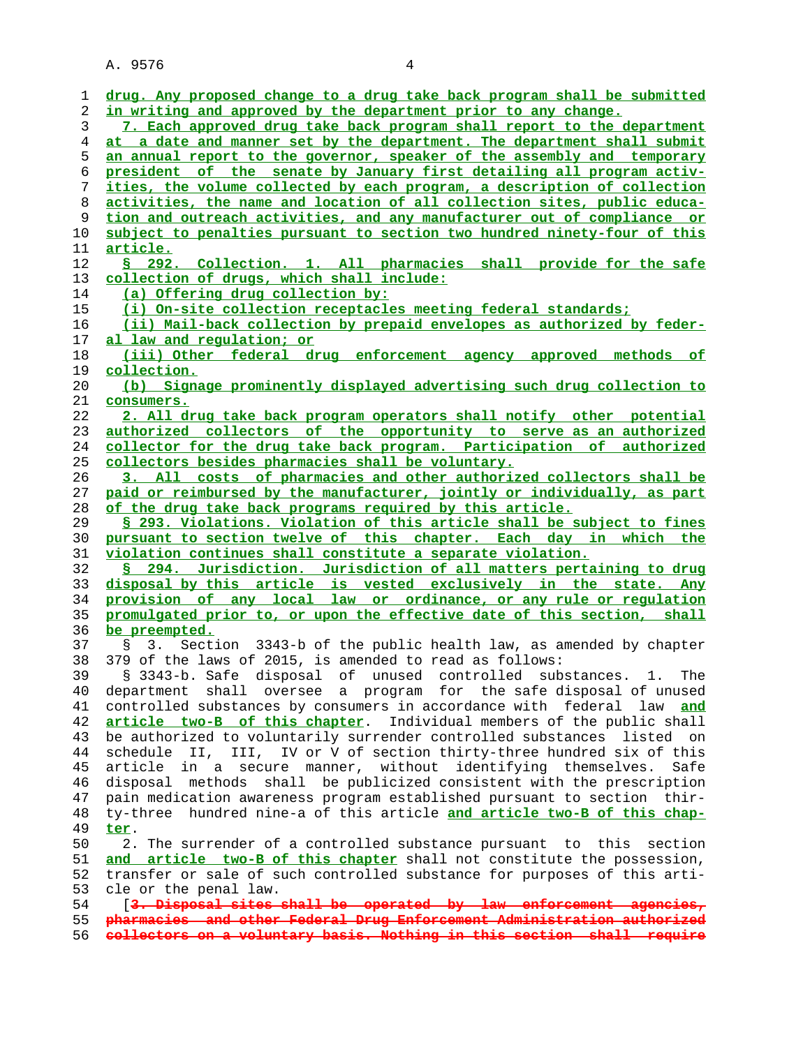drug. Any proposed change to a drug take back program shall be submitted in writing and approved by the department prior to any change.

7. Each approved drug take back program shall report to the department at a date and manner set by the department. The department shall submit an annual report to the governor, speaker of the assembly and temporary president of the senate by January first detailing all program activities, the volume collected by each program, a description of collection activities, the name and location of all collection sites, public education and outreach activities, and any manufacturer out of compliance or subject to penalties pursuant to section two hundred ninety-four of this article.

§ 292. Collection. 1. All pharmacies shall provide for the safe collection of drugs, which shall include:

(a) Offering drug collection by:

(i) On-site collection receptacles meeting federal standards;

(ii) Mail-back collection by prepaid envelopes as authorized by federal law and regulation; or

(iii) Other federal drug enforcement agency approved methods of collection.

(b) Signage prominently displayed advertising such drug collection to consumers.

2. All drug take back program operators shall notify other potential authorized collectors of the opportunity to serve as an authorized collector for the drug take back program. Participation of authorized collectors besides pharmacies shall be voluntary.

3. All costs of pharmacies and other authorized collectors shall be paid or reimbursed by the manufacturer, jointly or individually, as part of the drug take back programs required by this article.

§ 293. Violations. Violation of this article shall be subject to fines pursuant to section twelve of this chapter. Each day in which the violation continues shall constitute a separate violation.

§ 294. Jurisdiction. Jurisdiction of all matters pertaining to drug disposal by this article is vested exclusively in the state. Any provision of any local law or ordinance, or any rule or regulation promulgated prior to, or upon the effective date of this section, shall be preempted.

§ 3. Section 3343-b of the public health law, as amended by chapter 379 of the laws of 2015, is amended to read as follows:

§ 3343-b. Safe disposal of unused controlled substances. 1. The department shall oversee a program for the safe disposal of unused controlled substances by consumers in accordance with federal law and article two-B of this chapter. Individual members of the public shall be authorized to voluntarily surrender controlled substances listed on schedule II, III, IV or V of section thirty-three hundred six of this article in a secure manner, without identifying themselves. Safe disposal methods shall be publicized consistent with the prescription pain medication awareness program established pursuant to section thirty-three hundred nine-a of this article and article two-B of this chapter.

2. The surrender of a controlled substance pursuant to this section and article two-B of this chapter shall not constitute the possession, transfer or sale of such controlled substance for purposes of this article or the penal law.

[~~3. Disposal sites shall be operated by law enforcement agencies, pharmacies and other Federal Drug Enforcement Administration authorized collectors on a voluntary basis. Nothing in this section shall require~~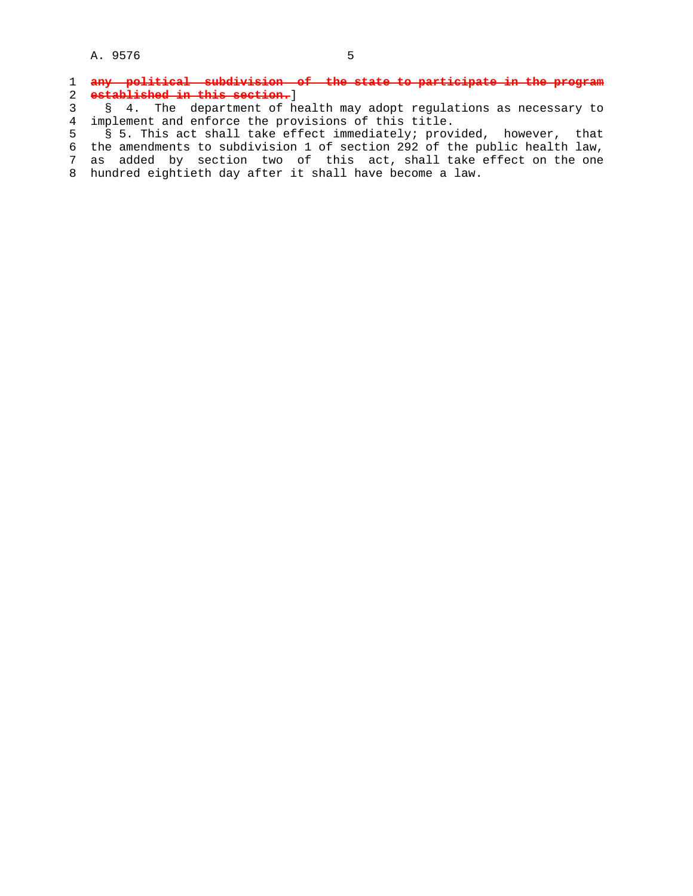~~any political subdivision of the state to participate in the program established in this section.~~]

§ 4. The department of health may adopt regulations as necessary to implement and enforce the provisions of this title.

§ 5. This act shall take effect immediately; provided, however, that the amendments to subdivision 1 of section 292 of the public health law, as added by section two of this act, shall take effect on the one hundred eightieth day after it shall have become a law.